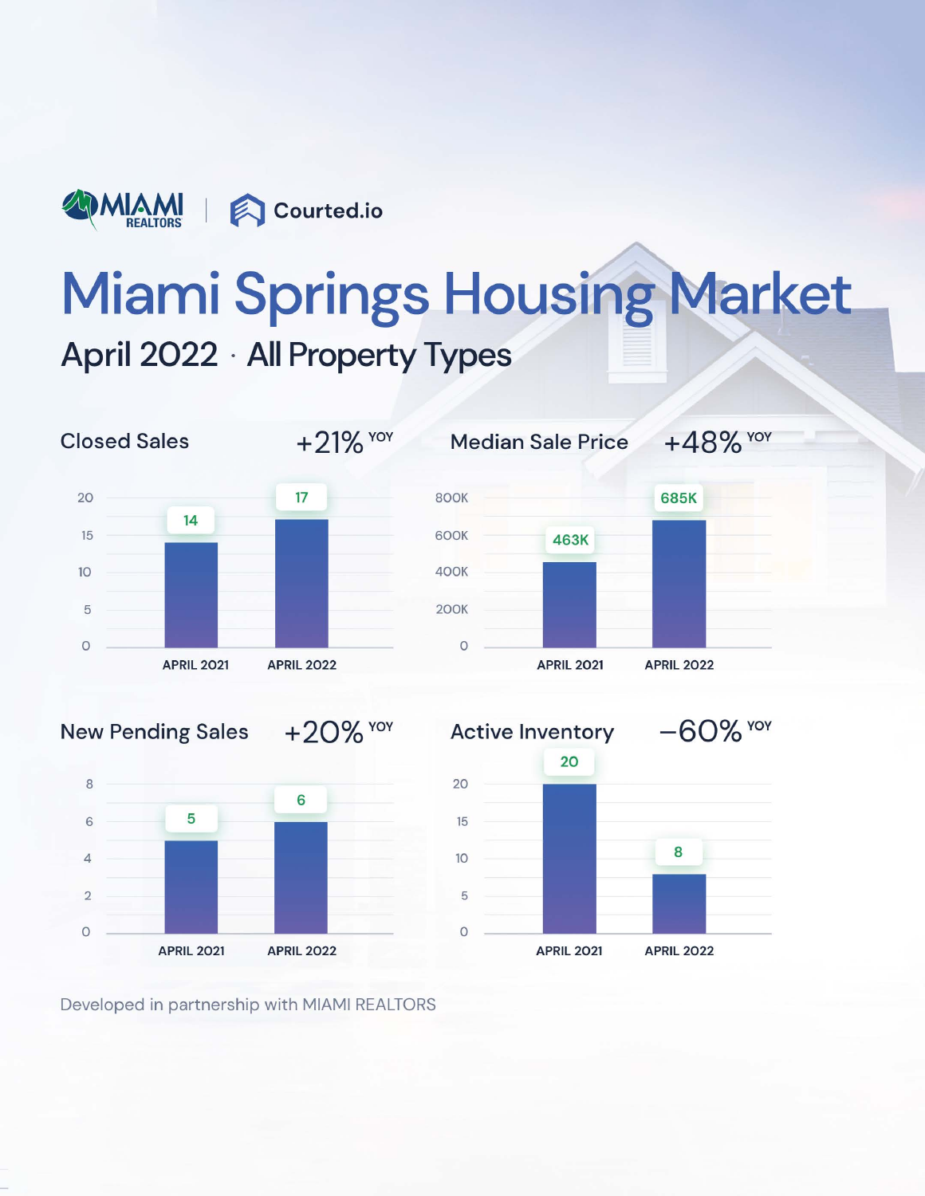MIAMI REALTORS | Courted.io

# Miami Springs Housing Market

## April 2022 · All Property Types

### Closed Sales +21% YOY

| | APRIL 2021 | APRIL 2022 |
|---|---|---|
| Closed Sales | 14 | 17 |

### Median Sale Price +48% YOY

| | APRIL 2021 | APRIL 2022 |
|---|---|---|
| Median Sale Price | 463K | 685K |

### New Pending Sales +20% YOY

| | APRIL 2021 | APRIL 2022 |
|---|---|---|
| New Pending Sales | 5 | 6 |

### Active Inventory −60% YOY

| | APRIL 2021 | APRIL 2022 |
|---|---|---|
| Active Inventory | 20 | 8 |

Developed in partnership with MIAMI REALTORS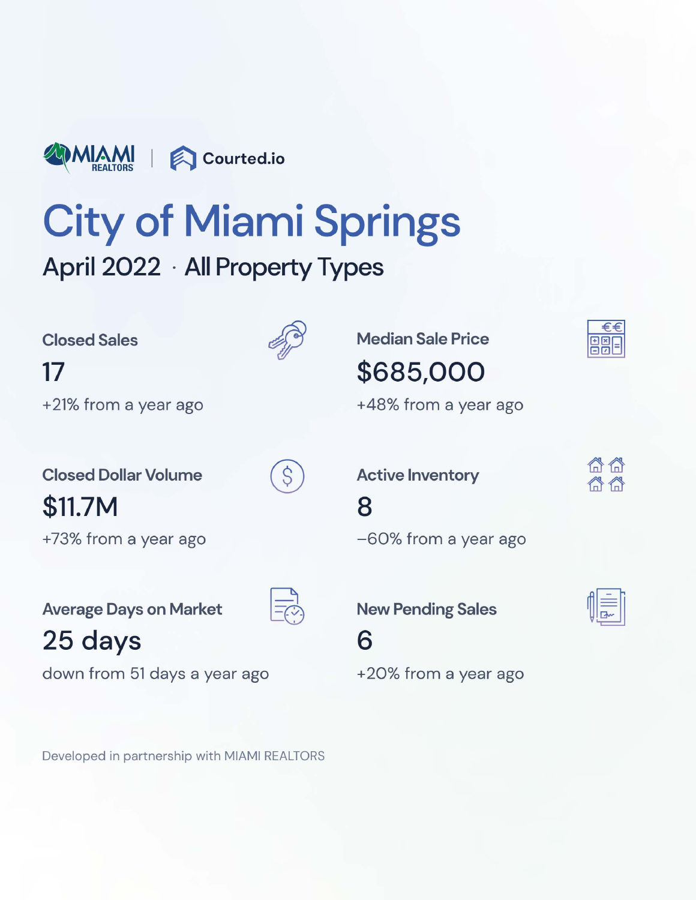MIAMI REALTORS | Courted.io

# City of Miami Springs

## April 2022 · All Property Types

### Closed Sales
17

+21% from a year ago

### Median Sale Price
$685,000

+48% from a year ago

### Closed Dollar Volume
$11.7M

+73% from a year ago

### Active Inventory
8

−60% from a year ago

### Average Days on Market
25 days

down from 51 days a year ago

### New Pending Sales
6

+20% from a year ago

Developed in partnership with MIAMI REALTORS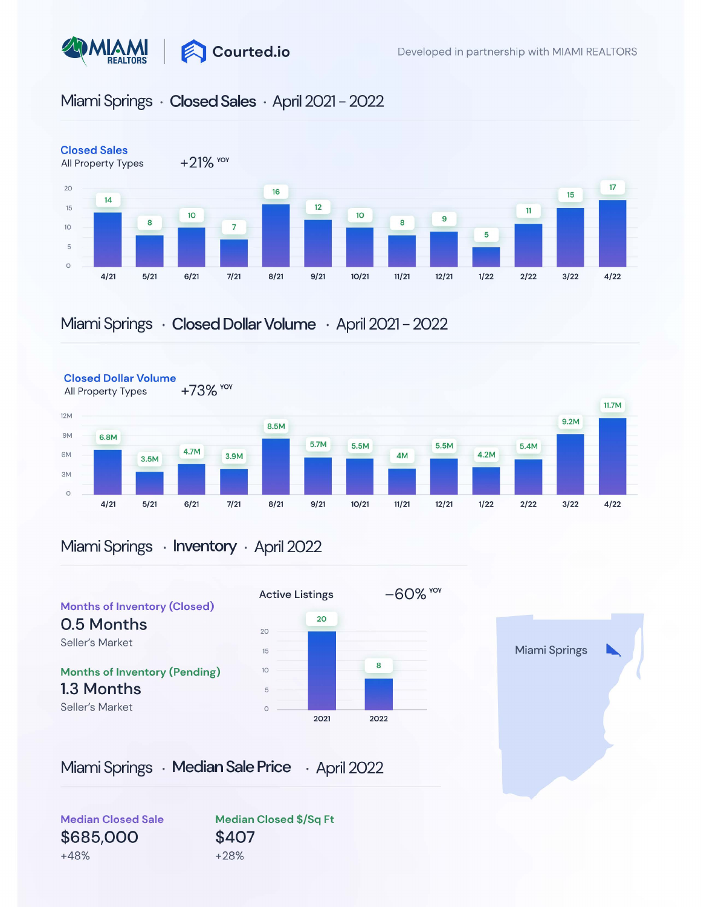MIAMI REALTORS | Courted.io

Developed in partnership with MIAMI REALTORS

## Miami Springs · Closed Sales · April 2021 – 2022

**Closed Sales**
All Property Types
+21% YOY

20
15
10
5
0

14 8 10 7 16 12 10 8 9 5 11 15 17

4/21 5/21 6/21 7/21 8/21 9/21 10/21 11/21 12/21 1/22 2/22 3/22 4/22

## Miami Springs · Closed Dollar Volume · April 2021 – 2022

**Closed Dollar Volume**
All Property Types
+73% YOY

12M
9M
6M
3M
0

6.8M 3.5M 4.7M 3.9M 8.5M 5.7M 5.5M 4M 5.5M 4.2M 5.4M 9.2M 11.7M

4/21 5/21 6/21 7/21 8/21 9/21 10/21 11/21 12/21 1/22 2/22 3/22 4/22

## Miami Springs · Inventory · April 2022

**Months of Inventory (Closed)**
0.5 Months
Seller's Market

**Months of Inventory (Pending)**
1.3 Months
Seller's Market

Active Listings
−60% YOY

20
15
10
5
0

20 8

2021 2022

Miami Springs

## Miami Springs · Median Sale Price · April 2022

**Median Closed Sale**
$685,000
+48%

**Median Closed $/Sq Ft**
$407
+28%